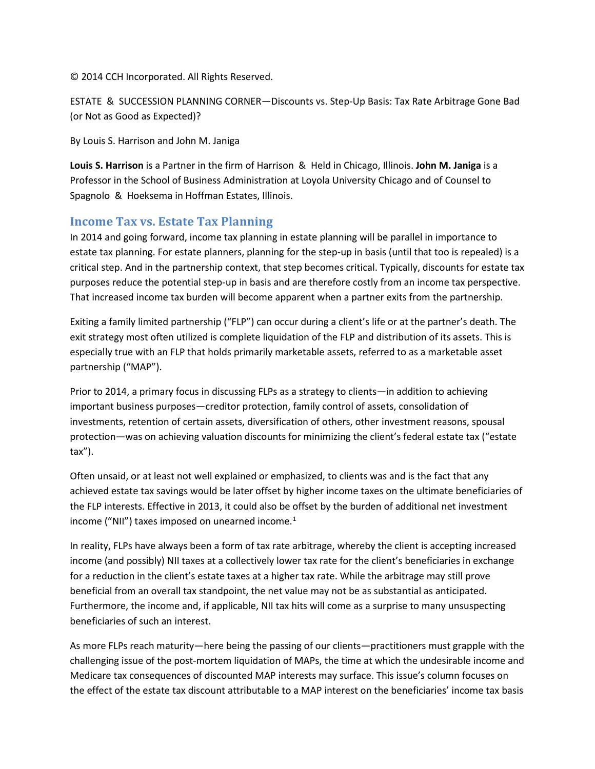© 2014 CCH Incorporated. All Rights Reserved.

ESTATE & SUCCESSION PLANNING CORNER—Discounts vs. Step-Up Basis: Tax Rate Arbitrage Gone Bad (or Not as Good as Expected)?

By Louis S. Harrison and John M. Janiga

**Louis S. Harrison** is a Partner in the firm of Harrison & Held in Chicago, Illinois. **John M. Janiga** is a Professor in the School of Business Administration at Loyola University Chicago and of Counsel to Spagnolo & Hoeksema in Hoffman Estates, Illinois.

## Income Tax vs. Estate Tax Planning

In 2014 and going forward, income tax planning in estate planning will be parallel in importance to estate tax planning. For estate planners, planning for the step-up in basis (until that too is repealed) is a critical step. And in the partnership context, that step becomes critical. Typically, discounts for estate tax purposes reduce the potential step-up in basis and are therefore costly from an income tax perspective. That increased income tax burden will become apparent when a partner exits from the partnership.

Exiting a family limited partnership ("FLP") can occur during a client's life or at the partner's death. The exit strategy most often utilized is complete liquidation of the FLP and distribution of its assets. This is especially true with an FLP that holds primarily marketable assets, referred to as a marketable asset partnership ("MAP").

Prior to 2014, a primary focus in discussing FLPs as a strategy to clients—in addition to achieving important business purposes—creditor protection, family control of assets, consolidation of investments, retention of certain assets, diversification of others, other investment reasons, spousal protection—was on achieving valuation discounts for minimizing the client's federal estate tax ("estate tax").

Often unsaid, or at least not well explained or emphasized, to clients was and is the fact that any achieved estate tax savings would be later offset by higher income taxes on the ultimate beneficiaries of the FLP interests. Effective in 2013, it could also be offset by the burden of additional net investment income ("NII") taxes imposed on unearned income.[1]

In reality, FLPs have always been a form of tax rate arbitrage, whereby the client is accepting increased income (and possibly) NII taxes at a collectively lower tax rate for the client's beneficiaries in exchange for a reduction in the client's estate taxes at a higher tax rate. While the arbitrage may still prove beneficial from an overall tax standpoint, the net value may not be as substantial as anticipated. Furthermore, the income and, if applicable, NII tax hits will come as a surprise to many unsuspecting beneficiaries of such an interest.

As more FLPs reach maturity—here being the passing of our clients—practitioners must grapple with the challenging issue of the post-mortem liquidation of MAPs, the time at which the undesirable income and Medicare tax consequences of discounted MAP interests may surface. This issue's column focuses on the effect of the estate tax discount attributable to a MAP interest on the beneficiaries' income tax basis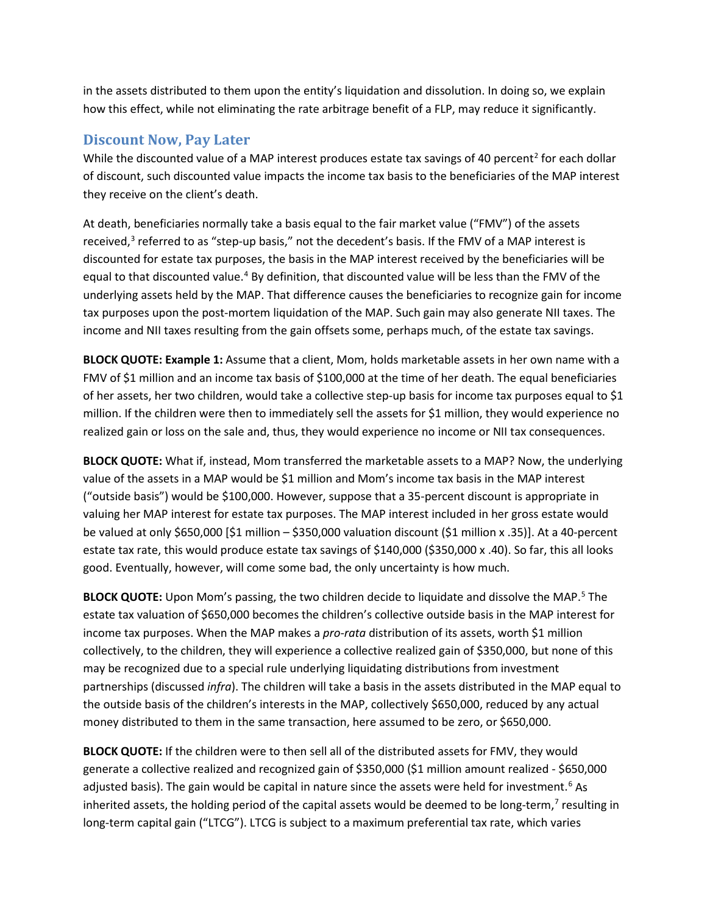in the assets distributed to them upon the entity's liquidation and dissolution. In doing so, we explain how this effect, while not eliminating the rate arbitrage benefit of a FLP, may reduce it significantly.

## Discount Now, Pay Later

While the discounted value of a MAP interest produces estate tax savings of 40 percent[2] for each dollar of discount, such discounted value impacts the income tax basis to the beneficiaries of the MAP interest they receive on the client's death.

At death, beneficiaries normally take a basis equal to the fair market value ("FMV") of the assets received,[3] referred to as "step-up basis," not the decedent's basis. If the FMV of a MAP interest is discounted for estate tax purposes, the basis in the MAP interest received by the beneficiaries will be equal to that discounted value.[4] By definition, that discounted value will be less than the FMV of the underlying assets held by the MAP. That difference causes the beneficiaries to recognize gain for income tax purposes upon the post-mortem liquidation of the MAP. Such gain may also generate NII taxes. The income and NII taxes resulting from the gain offsets some, perhaps much, of the estate tax savings.

**BLOCK QUOTE: Example 1:** Assume that a client, Mom, holds marketable assets in her own name with a FMV of $1 million and an income tax basis of $100,000 at the time of her death. The equal beneficiaries of her assets, her two children, would take a collective step-up basis for income tax purposes equal to $1 million. If the children were then to immediately sell the assets for $1 million, they would experience no realized gain or loss on the sale and, thus, they would experience no income or NII tax consequences.

**BLOCK QUOTE:** What if, instead, Mom transferred the marketable assets to a MAP? Now, the underlying value of the assets in a MAP would be $1 million and Mom's income tax basis in the MAP interest ("outside basis") would be $100,000. However, suppose that a 35-percent discount is appropriate in valuing her MAP interest for estate tax purposes. The MAP interest included in her gross estate would be valued at only $650,000 [$1 million – $350,000 valuation discount ($1 million x .35)]. At a 40-percent estate tax rate, this would produce estate tax savings of $140,000 ($350,000 x .40). So far, this all looks good. Eventually, however, will come some bad, the only uncertainty is how much.

**BLOCK QUOTE:** Upon Mom's passing, the two children decide to liquidate and dissolve the MAP.[5] The estate tax valuation of $650,000 becomes the children's collective outside basis in the MAP interest for income tax purposes. When the MAP makes a *pro-rata* distribution of its assets, worth $1 million collectively, to the children, they will experience a collective realized gain of $350,000, but none of this may be recognized due to a special rule underlying liquidating distributions from investment partnerships (discussed *infra*). The children will take a basis in the assets distributed in the MAP equal to the outside basis of the children's interests in the MAP, collectively $650,000, reduced by any actual money distributed to them in the same transaction, here assumed to be zero, or $650,000.

**BLOCK QUOTE:** If the children were to then sell all of the distributed assets for FMV, they would generate a collective realized and recognized gain of $350,000 ($1 million amount realized - $650,000 adjusted basis). The gain would be capital in nature since the assets were held for investment.[6] As inherited assets, the holding period of the capital assets would be deemed to be long-term,[7] resulting in long-term capital gain ("LTCG"). LTCG is subject to a maximum preferential tax rate, which varies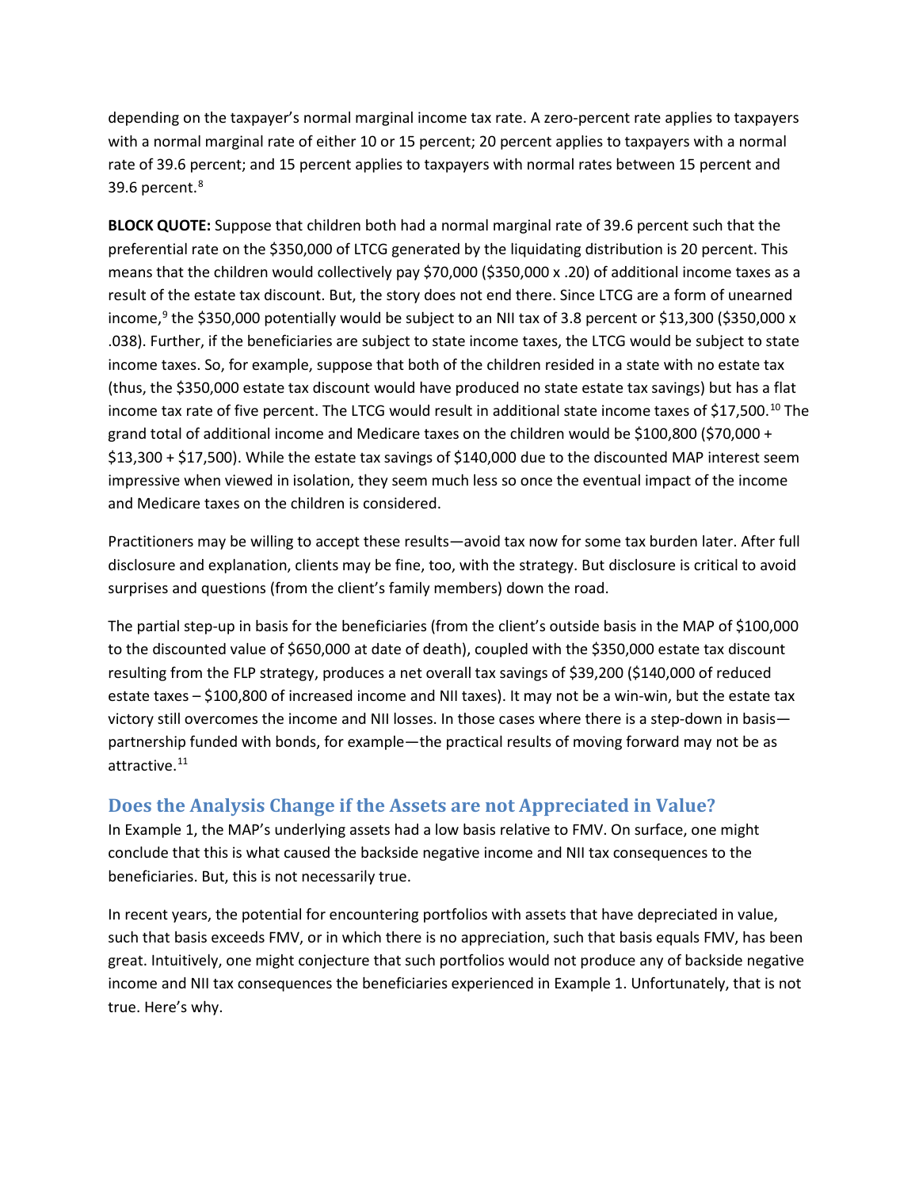depending on the taxpayer's normal marginal income tax rate. A zero-percent rate applies to taxpayers with a normal marginal rate of either 10 or 15 percent; 20 percent applies to taxpayers with a normal rate of 39.6 percent; and 15 percent applies to taxpayers with normal rates between 15 percent and 39.6 percent.[8]

**BLOCK QUOTE:** Suppose that children both had a normal marginal rate of 39.6 percent such that the preferential rate on the $350,000 of LTCG generated by the liquidating distribution is 20 percent. This means that the children would collectively pay $70,000 ($350,000 x .20) of additional income taxes as a result of the estate tax discount. But, the story does not end there. Since LTCG are a form of unearned income,[9] the $350,000 potentially would be subject to an NII tax of 3.8 percent or $13,300 ($350,000 x .038). Further, if the beneficiaries are subject to state income taxes, the LTCG would be subject to state income taxes. So, for example, suppose that both of the children resided in a state with no estate tax (thus, the $350,000 estate tax discount would have produced no state estate tax savings) but has a flat income tax rate of five percent. The LTCG would result in additional state income taxes of $17,500.[10] The grand total of additional income and Medicare taxes on the children would be $100,800 ($70,000 + $13,300 + $17,500). While the estate tax savings of $140,000 due to the discounted MAP interest seem impressive when viewed in isolation, they seem much less so once the eventual impact of the income and Medicare taxes on the children is considered.

Practitioners may be willing to accept these results—avoid tax now for some tax burden later. After full disclosure and explanation, clients may be fine, too, with the strategy. But disclosure is critical to avoid surprises and questions (from the client's family members) down the road.

The partial step-up in basis for the beneficiaries (from the client's outside basis in the MAP of $100,000 to the discounted value of $650,000 at date of death), coupled with the $350,000 estate tax discount resulting from the FLP strategy, produces a net overall tax savings of $39,200 ($140,000 of reduced estate taxes – $100,800 of increased income and NII taxes). It may not be a win-win, but the estate tax victory still overcomes the income and NII losses. In those cases where there is a step-down in basis—partnership funded with bonds, for example—the practical results of moving forward may not be as attractive.[11]

## Does the Analysis Change if the Assets are not Appreciated in Value?

In Example 1, the MAP's underlying assets had a low basis relative to FMV. On surface, one might conclude that this is what caused the backside negative income and NII tax consequences to the beneficiaries. But, this is not necessarily true.

In recent years, the potential for encountering portfolios with assets that have depreciated in value, such that basis exceeds FMV, or in which there is no appreciation, such that basis equals FMV, has been great. Intuitively, one might conjecture that such portfolios would not produce any of backside negative income and NII tax consequences the beneficiaries experienced in Example 1. Unfortunately, that is not true. Here's why.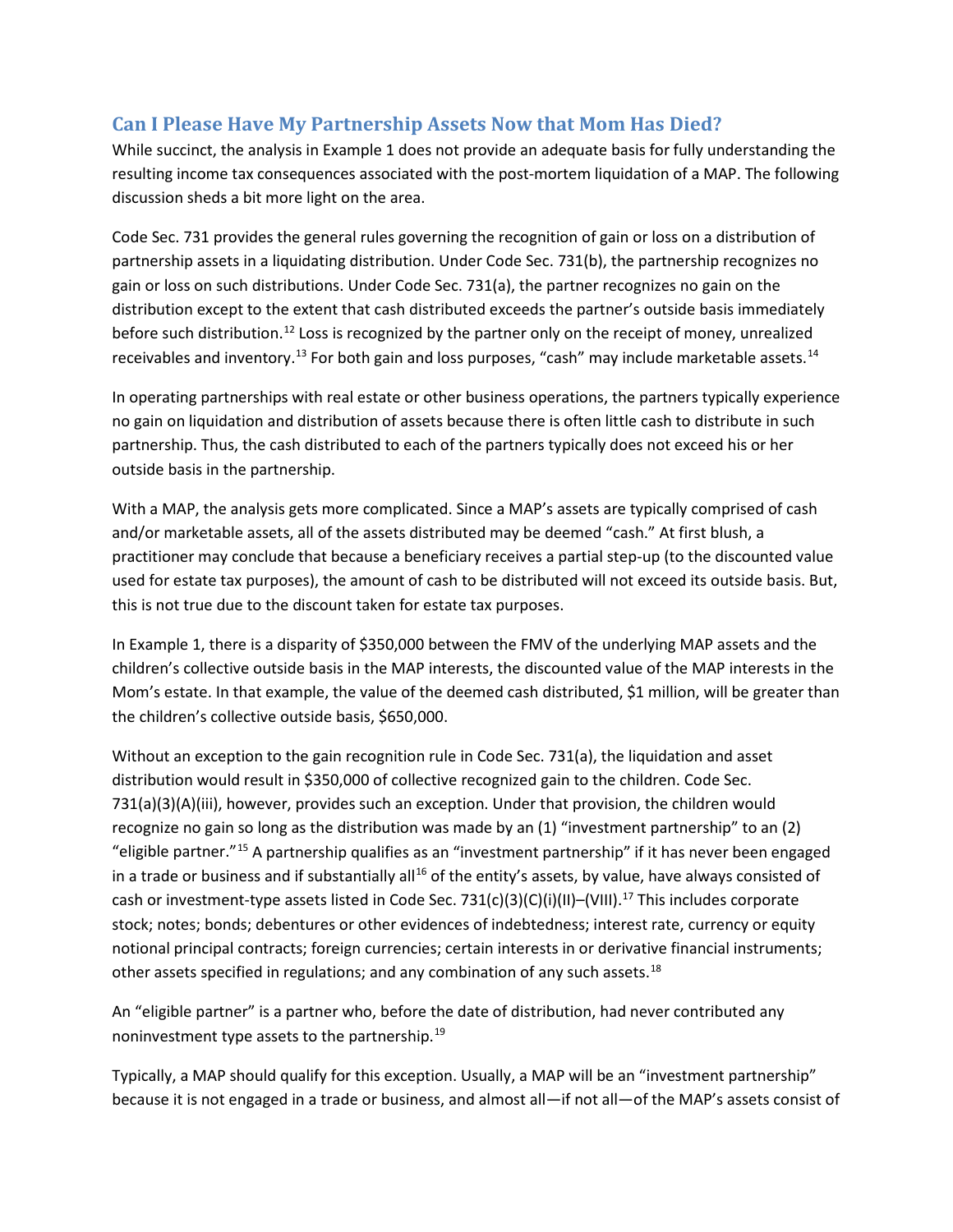## Can I Please Have My Partnership Assets Now that Mom Has Died?

While succinct, the analysis in Example 1 does not provide an adequate basis for fully understanding the resulting income tax consequences associated with the post-mortem liquidation of a MAP. The following discussion sheds a bit more light on the area.

Code Sec. 731 provides the general rules governing the recognition of gain or loss on a distribution of partnership assets in a liquidating distribution. Under Code Sec. 731(b), the partnership recognizes no gain or loss on such distributions. Under Code Sec. 731(a), the partner recognizes no gain on the distribution except to the extent that cash distributed exceeds the partner's outside basis immediately before such distribution.[12] Loss is recognized by the partner only on the receipt of money, unrealized receivables and inventory.[13] For both gain and loss purposes, "cash" may include marketable assets.[14]

In operating partnerships with real estate or other business operations, the partners typically experience no gain on liquidation and distribution of assets because there is often little cash to distribute in such partnership. Thus, the cash distributed to each of the partners typically does not exceed his or her outside basis in the partnership.

With a MAP, the analysis gets more complicated. Since a MAP's assets are typically comprised of cash and/or marketable assets, all of the assets distributed may be deemed "cash." At first blush, a practitioner may conclude that because a beneficiary receives a partial step-up (to the discounted value used for estate tax purposes), the amount of cash to be distributed will not exceed its outside basis. But, this is not true due to the discount taken for estate tax purposes.

In Example 1, there is a disparity of $350,000 between the FMV of the underlying MAP assets and the children's collective outside basis in the MAP interests, the discounted value of the MAP interests in the Mom's estate. In that example, the value of the deemed cash distributed, $1 million, will be greater than the children's collective outside basis, $650,000.

Without an exception to the gain recognition rule in Code Sec. 731(a), the liquidation and asset distribution would result in $350,000 of collective recognized gain to the children. Code Sec. 731(a)(3)(A)(iii), however, provides such an exception. Under that provision, the children would recognize no gain so long as the distribution was made by an (1) "investment partnership" to an (2) "eligible partner."[15] A partnership qualifies as an "investment partnership" if it has never been engaged in a trade or business and if substantially all[16] of the entity's assets, by value, have always consisted of cash or investment-type assets listed in Code Sec. 731(c)(3)(C)(i)(II)–(VIII).[17] This includes corporate stock; notes; bonds; debentures or other evidences of indebtedness; interest rate, currency or equity notional principal contracts; foreign currencies; certain interests in or derivative financial instruments; other assets specified in regulations; and any combination of any such assets.[18]

An "eligible partner" is a partner who, before the date of distribution, had never contributed any noninvestment type assets to the partnership.[19]

Typically, a MAP should qualify for this exception. Usually, a MAP will be an "investment partnership" because it is not engaged in a trade or business, and almost all—if not all—of the MAP's assets consist of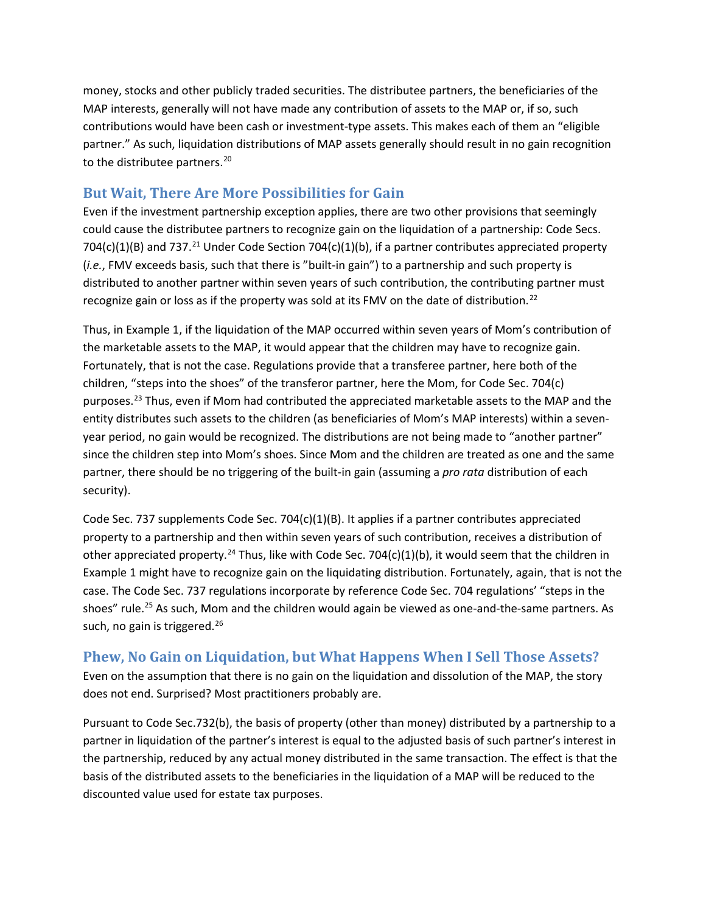money, stocks and other publicly traded securities. The distributee partners, the beneficiaries of the MAP interests, generally will not have made any contribution of assets to the MAP or, if so, such contributions would have been cash or investment-type assets. This makes each of them an "eligible partner." As such, liquidation distributions of MAP assets generally should result in no gain recognition to the distributee partners.[20]

## But Wait, There Are More Possibilities for Gain

Even if the investment partnership exception applies, there are two other provisions that seemingly could cause the distributee partners to recognize gain on the liquidation of a partnership: Code Secs. 704(c)(1)(B) and 737.[21] Under Code Section 704(c)(1)(b), if a partner contributes appreciated property (*i.e.*, FMV exceeds basis, such that there is "built-in gain") to a partnership and such property is distributed to another partner within seven years of such contribution, the contributing partner must recognize gain or loss as if the property was sold at its FMV on the date of distribution.[22]

Thus, in Example 1, if the liquidation of the MAP occurred within seven years of Mom's contribution of the marketable assets to the MAP, it would appear that the children may have to recognize gain. Fortunately, that is not the case. Regulations provide that a transferee partner, here both of the children, "steps into the shoes" of the transferor partner, here the Mom, for Code Sec. 704(c) purposes.[23] Thus, even if Mom had contributed the appreciated marketable assets to the MAP and the entity distributes such assets to the children (as beneficiaries of Mom's MAP interests) within a seven-year period, no gain would be recognized. The distributions are not being made to "another partner" since the children step into Mom's shoes. Since Mom and the children are treated as one and the same partner, there should be no triggering of the built-in gain (assuming a *pro rata* distribution of each security).

Code Sec. 737 supplements Code Sec. 704(c)(1)(B). It applies if a partner contributes appreciated property to a partnership and then within seven years of such contribution, receives a distribution of other appreciated property.[24] Thus, like with Code Sec. 704(c)(1)(b), it would seem that the children in Example 1 might have to recognize gain on the liquidating distribution. Fortunately, again, that is not the case. The Code Sec. 737 regulations incorporate by reference Code Sec. 704 regulations' "steps in the shoes" rule.[25] As such, Mom and the children would again be viewed as one-and-the-same partners. As such, no gain is triggered.[26]

## Phew, No Gain on Liquidation, but What Happens When I Sell Those Assets?

Even on the assumption that there is no gain on the liquidation and dissolution of the MAP, the story does not end. Surprised? Most practitioners probably are.

Pursuant to Code Sec.732(b), the basis of property (other than money) distributed by a partnership to a partner in liquidation of the partner's interest is equal to the adjusted basis of such partner's interest in the partnership, reduced by any actual money distributed in the same transaction. The effect is that the basis of the distributed assets to the beneficiaries in the liquidation of a MAP will be reduced to the discounted value used for estate tax purposes.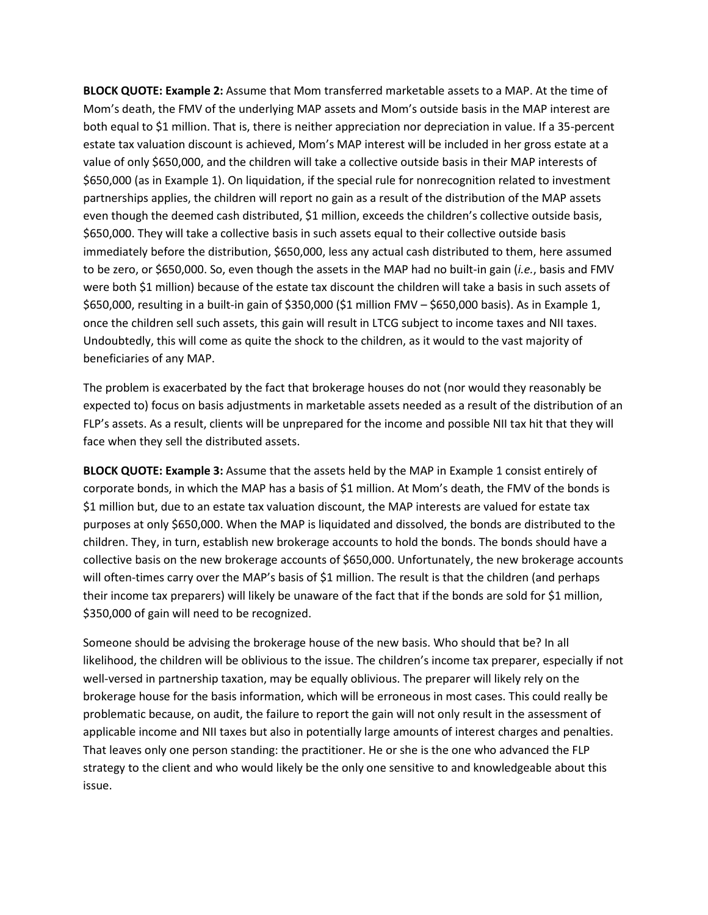**BLOCK QUOTE: Example 2:** Assume that Mom transferred marketable assets to a MAP. At the time of Mom's death, the FMV of the underlying MAP assets and Mom's outside basis in the MAP interest are both equal to $1 million. That is, there is neither appreciation nor depreciation in value. If a 35-percent estate tax valuation discount is achieved, Mom's MAP interest will be included in her gross estate at a value of only $650,000, and the children will take a collective outside basis in their MAP interests of $650,000 (as in Example 1). On liquidation, if the special rule for nonrecognition related to investment partnerships applies, the children will report no gain as a result of the distribution of the MAP assets even though the deemed cash distributed, $1 million, exceeds the children's collective outside basis, $650,000. They will take a collective basis in such assets equal to their collective outside basis immediately before the distribution, $650,000, less any actual cash distributed to them, here assumed to be zero, or $650,000. So, even though the assets in the MAP had no built-in gain (*i.e.*, basis and FMV were both $1 million) because of the estate tax discount the children will take a basis in such assets of $650,000, resulting in a built-in gain of $350,000 ($1 million FMV – $650,000 basis). As in Example 1, once the children sell such assets, this gain will result in LTCG subject to income taxes and NII taxes. Undoubtedly, this will come as quite the shock to the children, as it would to the vast majority of beneficiaries of any MAP.

The problem is exacerbated by the fact that brokerage houses do not (nor would they reasonably be expected to) focus on basis adjustments in marketable assets needed as a result of the distribution of an FLP's assets. As a result, clients will be unprepared for the income and possible NII tax hit that they will face when they sell the distributed assets.

**BLOCK QUOTE: Example 3:** Assume that the assets held by the MAP in Example 1 consist entirely of corporate bonds, in which the MAP has a basis of $1 million. At Mom's death, the FMV of the bonds is $1 million but, due to an estate tax valuation discount, the MAP interests are valued for estate tax purposes at only $650,000. When the MAP is liquidated and dissolved, the bonds are distributed to the children. They, in turn, establish new brokerage accounts to hold the bonds. The bonds should have a collective basis on the new brokerage accounts of $650,000. Unfortunately, the new brokerage accounts will often-times carry over the MAP's basis of $1 million. The result is that the children (and perhaps their income tax preparers) will likely be unaware of the fact that if the bonds are sold for $1 million, $350,000 of gain will need to be recognized.

Someone should be advising the brokerage house of the new basis. Who should that be? In all likelihood, the children will be oblivious to the issue. The children's income tax preparer, especially if not well-versed in partnership taxation, may be equally oblivious. The preparer will likely rely on the brokerage house for the basis information, which will be erroneous in most cases. This could really be problematic because, on audit, the failure to report the gain will not only result in the assessment of applicable income and NII taxes but also in potentially large amounts of interest charges and penalties. That leaves only one person standing: the practitioner. He or she is the one who advanced the FLP strategy to the client and who would likely be the only one sensitive to and knowledgeable about this issue.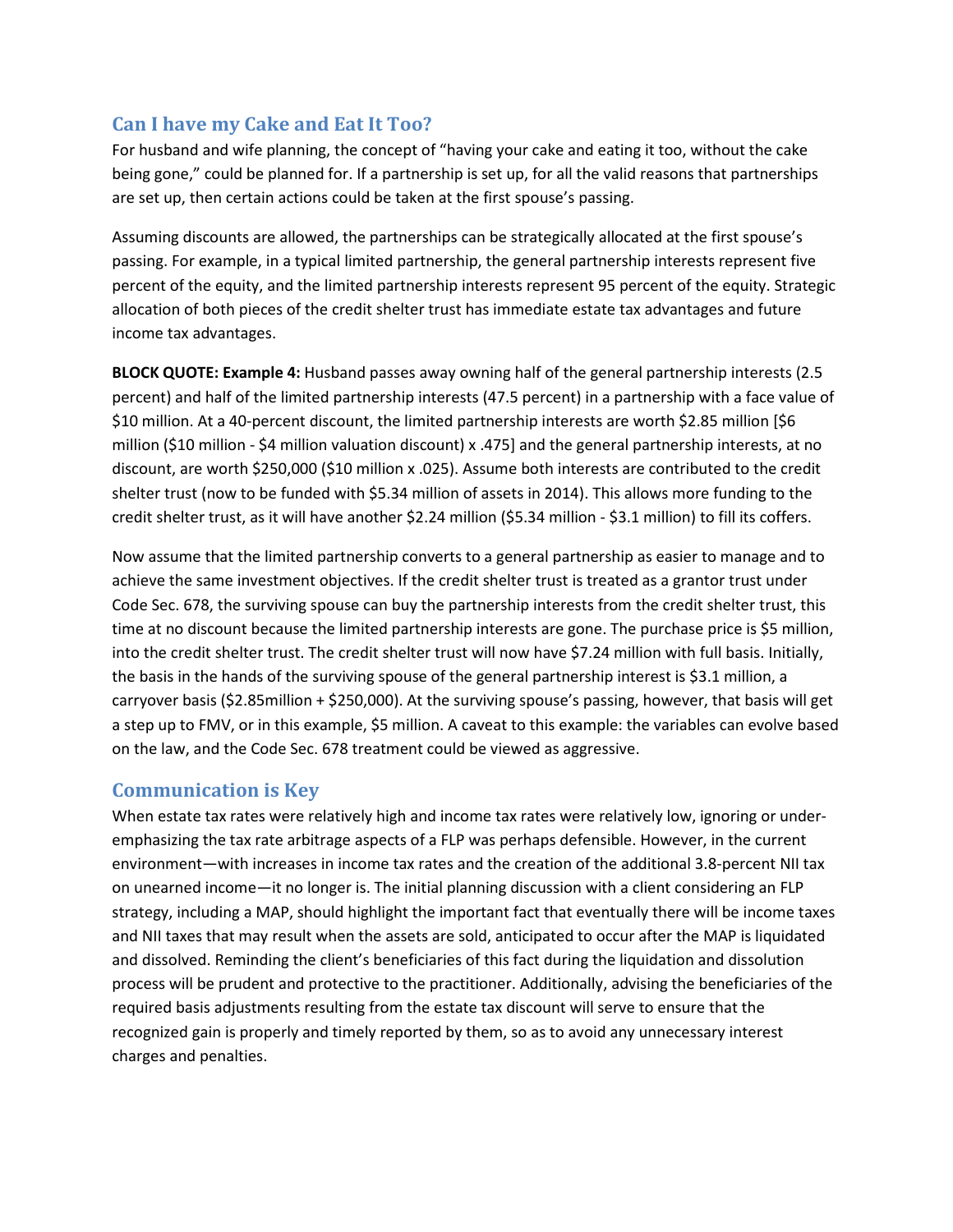## Can I have my Cake and Eat It Too?

For husband and wife planning, the concept of "having your cake and eating it too, without the cake being gone," could be planned for. If a partnership is set up, for all the valid reasons that partnerships are set up, then certain actions could be taken at the first spouse's passing.

Assuming discounts are allowed, the partnerships can be strategically allocated at the first spouse's passing. For example, in a typical limited partnership, the general partnership interests represent five percent of the equity, and the limited partnership interests represent 95 percent of the equity. Strategic allocation of both pieces of the credit shelter trust has immediate estate tax advantages and future income tax advantages.

**BLOCK QUOTE: Example 4:** Husband passes away owning half of the general partnership interests (2.5 percent) and half of the limited partnership interests (47.5 percent) in a partnership with a face value of $10 million. At a 40-percent discount, the limited partnership interests are worth $2.85 million [$6 million ($10 million - $4 million valuation discount) x .475] and the general partnership interests, at no discount, are worth $250,000 ($10 million x .025). Assume both interests are contributed to the credit shelter trust (now to be funded with $5.34 million of assets in 2014). This allows more funding to the credit shelter trust, as it will have another $2.24 million ($5.34 million - $3.1 million) to fill its coffers.

Now assume that the limited partnership converts to a general partnership as easier to manage and to achieve the same investment objectives. If the credit shelter trust is treated as a grantor trust under Code Sec. 678, the surviving spouse can buy the partnership interests from the credit shelter trust, this time at no discount because the limited partnership interests are gone. The purchase price is $5 million, into the credit shelter trust. The credit shelter trust will now have $7.24 million with full basis. Initially, the basis in the hands of the surviving spouse of the general partnership interest is $3.1 million, a carryover basis ($2.85million + $250,000). At the surviving spouse's passing, however, that basis will get a step up to FMV, or in this example, $5 million. A caveat to this example: the variables can evolve based on the law, and the Code Sec. 678 treatment could be viewed as aggressive.

## Communication is Key

When estate tax rates were relatively high and income tax rates were relatively low, ignoring or under-emphasizing the tax rate arbitrage aspects of a FLP was perhaps defensible. However, in the current environment—with increases in income tax rates and the creation of the additional 3.8-percent NII tax on unearned income—it no longer is. The initial planning discussion with a client considering an FLP strategy, including a MAP, should highlight the important fact that eventually there will be income taxes and NII taxes that may result when the assets are sold, anticipated to occur after the MAP is liquidated and dissolved. Reminding the client's beneficiaries of this fact during the liquidation and dissolution process will be prudent and protective to the practitioner. Additionally, advising the beneficiaries of the required basis adjustments resulting from the estate tax discount will serve to ensure that the recognized gain is properly and timely reported by them, so as to avoid any unnecessary interest charges and penalties.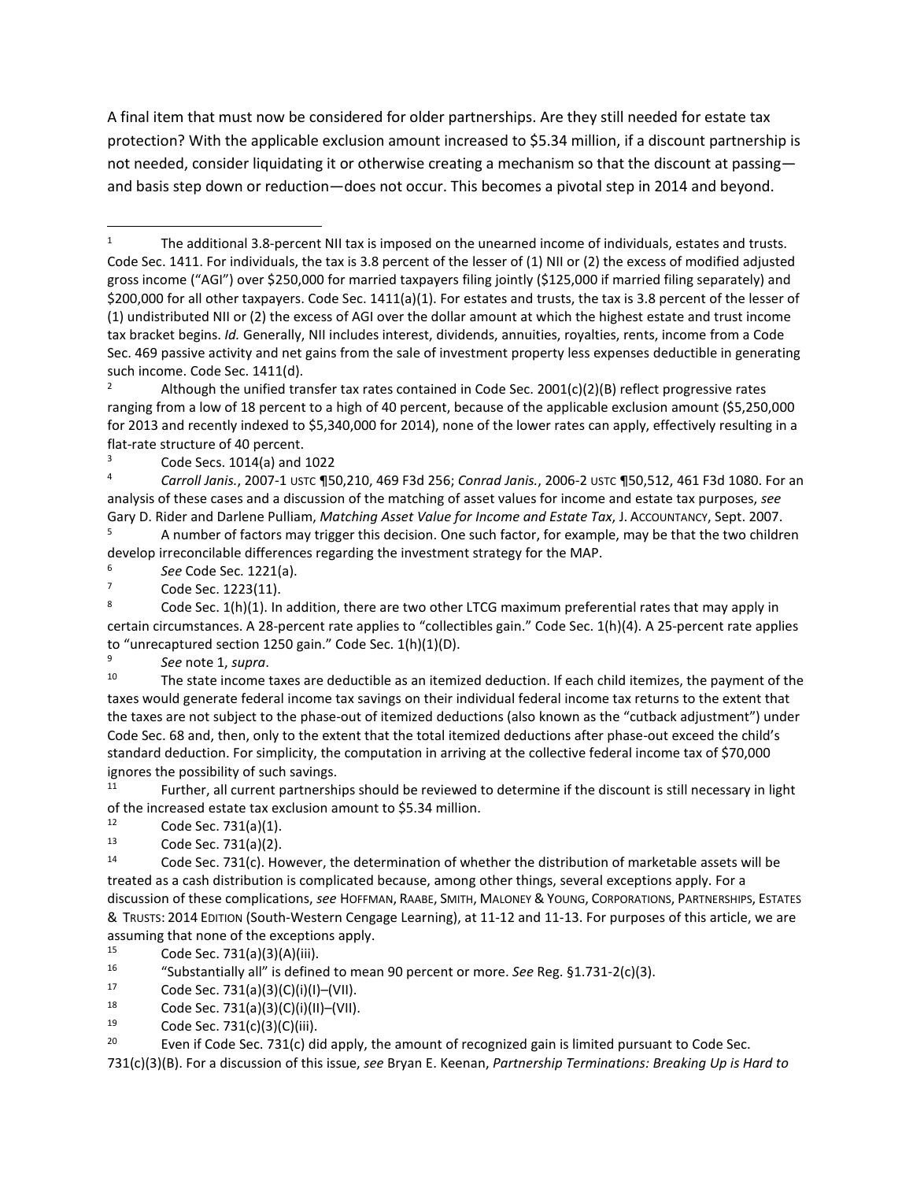A final item that must now be considered for older partnerships. Are they still needed for estate tax protection? With the applicable exclusion amount increased to $5.34 million, if a discount partnership is not needed, consider liquidating it or otherwise creating a mechanism so that the discount at passing—and basis step down or reduction—does not occur. This becomes a pivotal step in 2014 and beyond.

---

[1] The additional 3.8-percent NII tax is imposed on the unearned income of individuals, estates and trusts. Code Sec. 1411. For individuals, the tax is 3.8 percent of the lesser of (1) NII or (2) the excess of modified adjusted gross income ("AGI") over $250,000 for married taxpayers filing jointly ($125,000 if married filing separately) and $200,000 for all other taxpayers. Code Sec. 1411(a)(1). For estates and trusts, the tax is 3.8 percent of the lesser of (1) undistributed NII or (2) the excess of AGI over the dollar amount at which the highest estate and trust income tax bracket begins. *Id.* Generally, NII includes interest, dividends, annuities, royalties, rents, income from a Code Sec. 469 passive activity and net gains from the sale of investment property less expenses deductible in generating such income. Code Sec. 1411(d).

[2] Although the unified transfer tax rates contained in Code Sec. 2001(c)(2)(B) reflect progressive rates ranging from a low of 18 percent to a high of 40 percent, because of the applicable exclusion amount ($5,250,000 for 2013 and recently indexed to $5,340,000 for 2014), none of the lower rates can apply, effectively resulting in a flat-rate structure of 40 percent.

[3] Code Secs. 1014(a) and 1022

[4] *Carroll Janis.*, 2007-1 USTC ¶50,210, 469 F3d 256; *Conrad Janis.*, 2006-2 USTC ¶50,512, 461 F3d 1080. For an analysis of these cases and a discussion of the matching of asset values for income and estate tax purposes, *see* Gary D. Rider and Darlene Pulliam, *Matching Asset Value for Income and Estate Tax*, J. ACCOUNTANCY, Sept. 2007.

[5] A number of factors may trigger this decision. One such factor, for example, may be that the two children develop irreconcilable differences regarding the investment strategy for the MAP.

[6] *See* Code Sec. 1221(a).

[7] Code Sec. 1223(11).

[8] Code Sec. 1(h)(1). In addition, there are two other LTCG maximum preferential rates that may apply in certain circumstances. A 28-percent rate applies to "collectibles gain." Code Sec. 1(h)(4). A 25-percent rate applies to "unrecaptured section 1250 gain." Code Sec. 1(h)(1)(D).

[9] *See* note 1, *supra*.

[10] The state income taxes are deductible as an itemized deduction. If each child itemizes, the payment of the taxes would generate federal income tax savings on their individual federal income tax returns to the extent that the taxes are not subject to the phase-out of itemized deductions (also known as the "cutback adjustment") under Code Sec. 68 and, then, only to the extent that the total itemized deductions after phase-out exceed the child's standard deduction. For simplicity, the computation in arriving at the collective federal income tax of $70,000 ignores the possibility of such savings.

[11] Further, all current partnerships should be reviewed to determine if the discount is still necessary in light of the increased estate tax exclusion amount to $5.34 million.

[12] Code Sec. 731(a)(1).

[13] Code Sec. 731(a)(2).

[14] Code Sec. 731(c). However, the determination of whether the distribution of marketable assets will be treated as a cash distribution is complicated because, among other things, several exceptions apply. For a discussion of these complications, *see* HOFFMAN, RAABE, SMITH, MALONEY & YOUNG, CORPORATIONS, PARTNERSHIPS, ESTATES & TRUSTS: 2014 EDITION (South-Western Cengage Learning), at 11-12 and 11-13. For purposes of this article, we are assuming that none of the exceptions apply.

[15] Code Sec. 731(a)(3)(A)(iii).

[16] "Substantially all" is defined to mean 90 percent or more. *See* Reg. §1.731-2(c)(3).

[17] Code Sec. 731(a)(3)(C)(i)(I)–(VII).

[18] Code Sec. 731(a)(3)(C)(i)(II)–(VII).

[19] Code Sec. 731(c)(3)(C)(iii).

[20] Even if Code Sec. 731(c) did apply, the amount of recognized gain is limited pursuant to Code Sec. 731(c)(3)(B). For a discussion of this issue, *see* Bryan E. Keenan, *Partnership Terminations: Breaking Up is Hard to*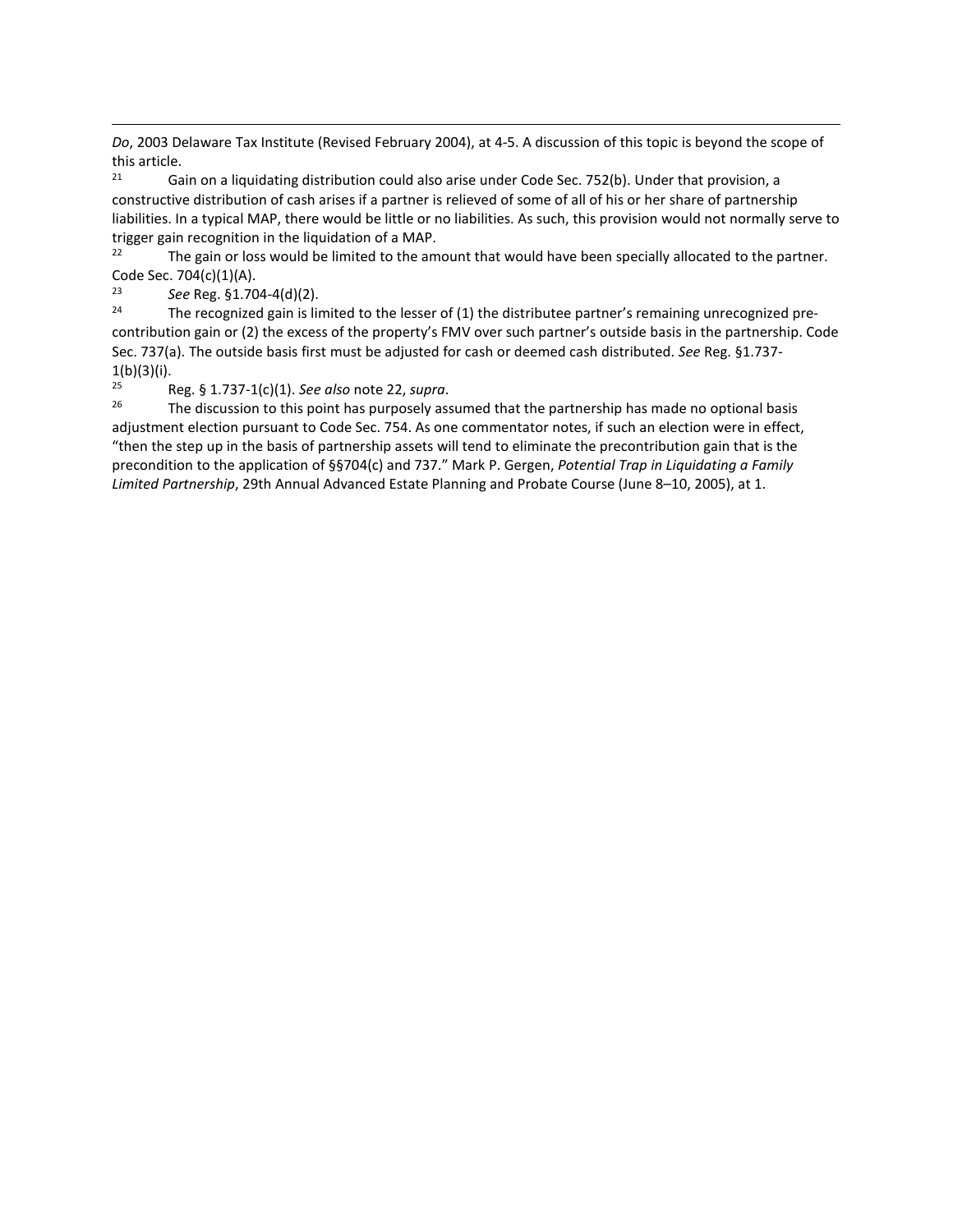*Do*, 2003 Delaware Tax Institute (Revised February 2004), at 4-5. A discussion of this topic is beyond the scope of this article.

[21] Gain on a liquidating distribution could also arise under Code Sec. 752(b). Under that provision, a constructive distribution of cash arises if a partner is relieved of some of all of his or her share of partnership liabilities. In a typical MAP, there would be little or no liabilities. As such, this provision would not normally serve to trigger gain recognition in the liquidation of a MAP.

[22] The gain or loss would be limited to the amount that would have been specially allocated to the partner. Code Sec. 704(c)(1)(A).

[23] *See* Reg. §1.704-4(d)(2).

[24] The recognized gain is limited to the lesser of (1) the distributee partner's remaining unrecognized pre-contribution gain or (2) the excess of the property's FMV over such partner's outside basis in the partnership. Code Sec. 737(a). The outside basis first must be adjusted for cash or deemed cash distributed. *See* Reg. §1.737-1(b)(3)(i).

[25] Reg. § 1.737-1(c)(1). *See also* note 22, *supra*.

[26] The discussion to this point has purposely assumed that the partnership has made no optional basis adjustment election pursuant to Code Sec. 754. As one commentator notes, if such an election were in effect, "then the step up in the basis of partnership assets will tend to eliminate the precontribution gain that is the precondition to the application of §§704(c) and 737." Mark P. Gergen, *Potential Trap in Liquidating a Family Limited Partnership*, 29th Annual Advanced Estate Planning and Probate Course (June 8–10, 2005), at 1.